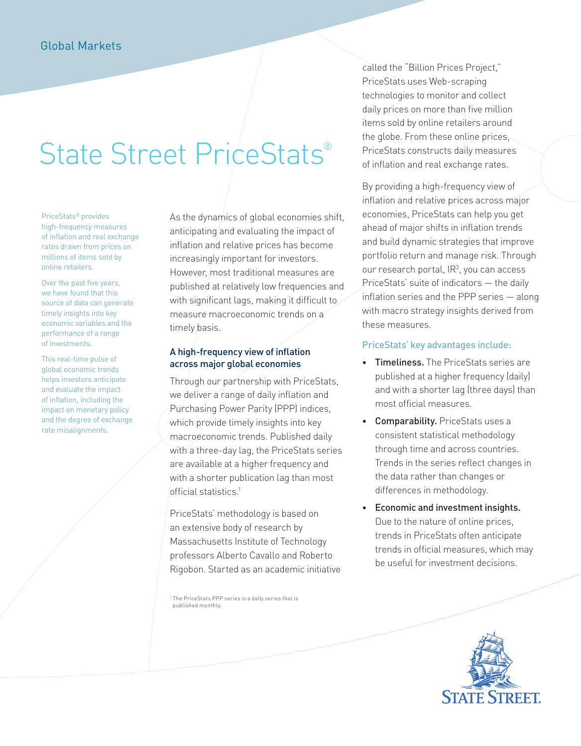Global Markets

# State Street PriceStats®

PriceStats® provides high-frequency measures of inflation and real exchange rates drawn from prices on millions of items sold by online retailers.

Over the past five years, we have found that this source of data can generate timely insights into key economic variables and the performance of a range of investments.

This real-time pulse of global economic trends helps investors anticipate and evaluate the impact of inflation, including the impact on monetary policy and the degree of exchange rate misalignments.

As the dynamics of global economies shift, anticipating and evaluating the impact of inflation and relative prices has become increasingly important for investors. However, most traditional measures are published at relatively low frequencies and with significant lags, making it difficult to measure macroeconomic trends on a timely basis.

## A high-frequency view of inflation across major global economies

Through our partnership with PriceStats, we deliver a range of daily inflation and Purchasing Power Parity (PPP) indices, which provide timely insights into key macroeconomic trends. Published daily with a three-day lag, the PriceStats series are available at a higher frequency and with a shorter publication lag than most official statistics.[1]

PriceStats' methodology is based on an extensive body of research by Massachusetts Institute of Technology professors Alberto Cavallo and Roberto Rigobon. Started as an academic initiative called the "Billion Prices Project," PriceStats uses Web-scraping technologies to monitor and collect daily prices on more than five million items sold by online retailers around the globe. From these online prices, PriceStats constructs daily measures of inflation and real exchange rates.

By providing a high-frequency view of inflation and relative prices across major economies, PriceStats can help you get ahead of major shifts in inflation trends and build dynamic strategies that improve portfolio return and manage risk. Through our research portal, IR[3], you can access PriceStats' suite of indicators — the daily inflation series and the PPP series — along with macro strategy insights derived from these measures.

### PriceStats' key advantages include:

- **Timeliness.** The PriceStats series are published at a higher frequency (daily) and with a shorter lag (three days) than most official measures.
- **Comparability.** PriceStats uses a consistent statistical methodology through time and across countries. Trends in the series reflect changes in the data rather than changes or differences in methodology.
- **Economic and investment insights.** Due to the nature of online prices, trends in PriceStats often anticipate trends in official measures, which may be useful for investment decisions.

[1] The PriceStats PPP series is a daily series that is published monthly.

STATE STREET.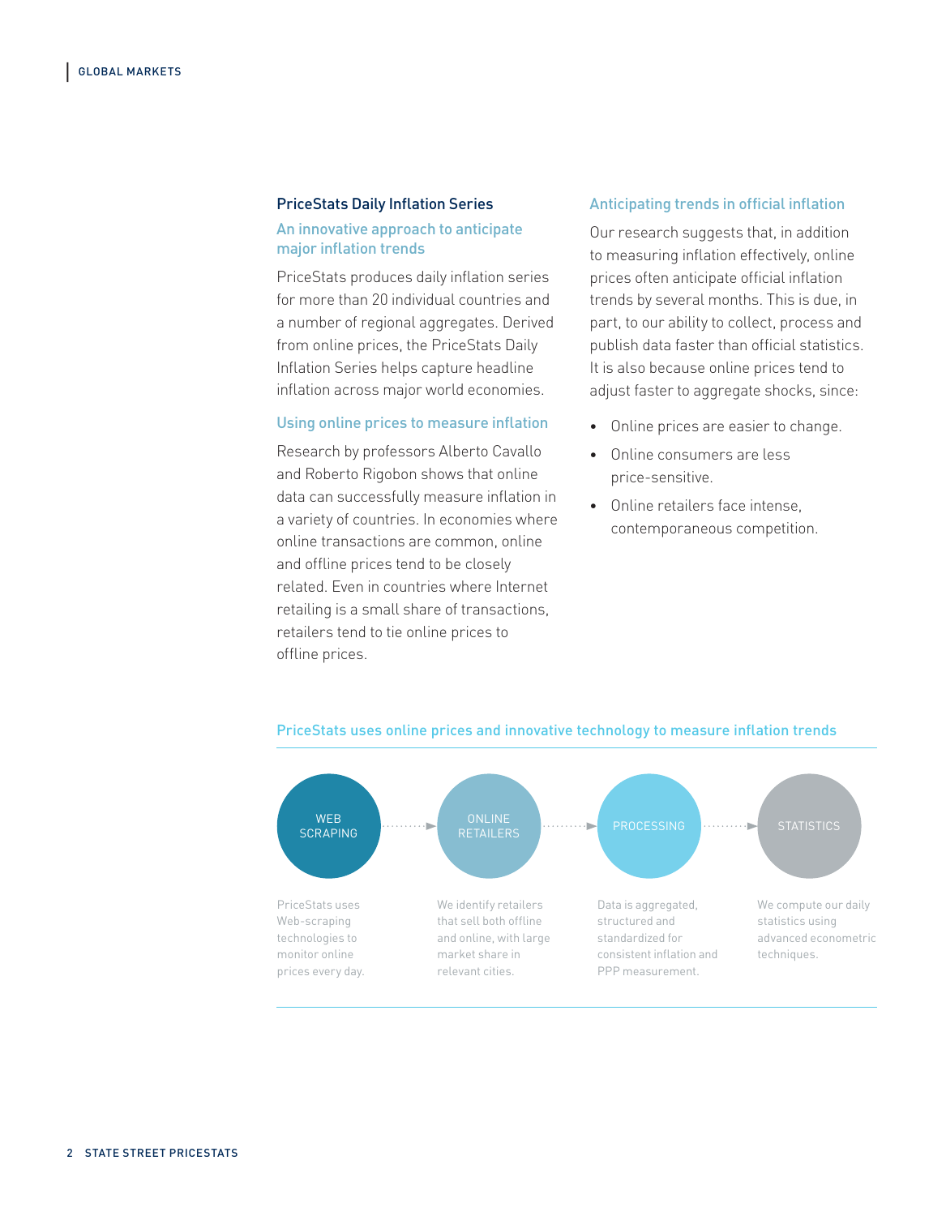## PriceStats Daily Inflation Series

### An innovative approach to anticipate major inflation trends

PriceStats produces daily inflation series for more than 20 individual countries and a number of regional aggregates. Derived from online prices, the PriceStats Daily Inflation Series helps capture headline inflation across major world economies.

### Using online prices to measure inflation

Research by professors Alberto Cavallo and Roberto Rigobon shows that online data can successfully measure inflation in a variety of countries. In economies where online transactions are common, online and offline prices tend to be closely related. Even in countries where Internet retailing is a small share of transactions, retailers tend to tie online prices to offline prices.

### Anticipating trends in official inflation

Our research suggests that, in addition to measuring inflation effectively, online prices often anticipate official inflation trends by several months. This is due, in part, to our ability to collect, process and publish data faster than official statistics. It is also because online prices tend to adjust faster to aggregate shocks, since:

- Online prices are easier to change.
- Online consumers are less price-sensitive.
- Online retailers face intense, contemporaneous competition.

### PriceStats uses online prices and innovative technology to measure inflation trends

**WEB SCRAPING** → **ONLINE RETAILERS** → **PROCESSING** → **STATISTICS**

- **Web Scraping:** PriceStats uses Web-scraping technologies to monitor online prices every day.
- **Online Retailers:** We identify retailers that sell both offline and online, with large market share in relevant cities.
- **Processing:** Data is aggregated, structured and standardized for consistent inflation and PPP measurement.
- **Statistics:** We compute our daily statistics using advanced econometric techniques.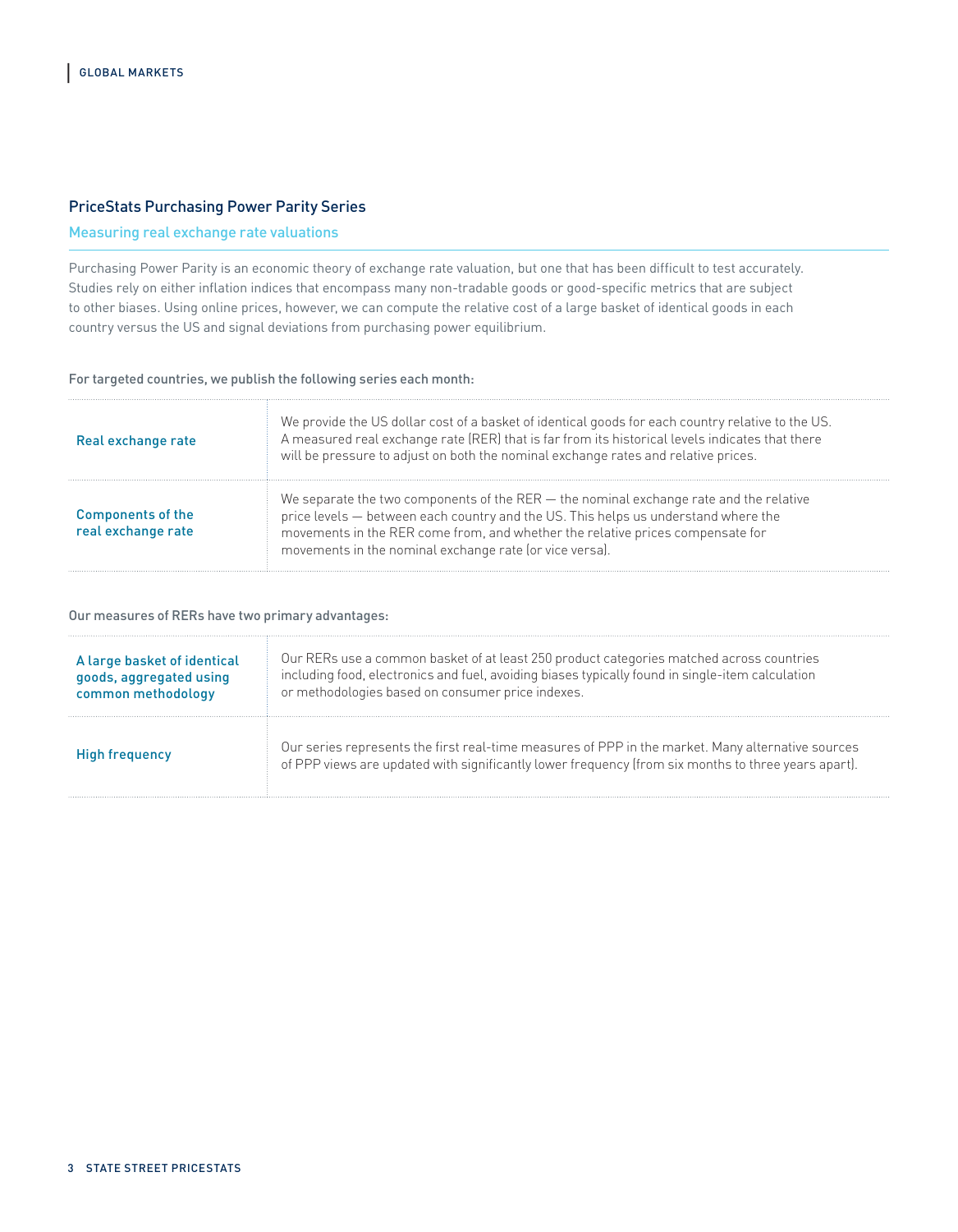## PriceStats Purchasing Power Parity Series

### Measuring real exchange rate valuations

Purchasing Power Parity is an economic theory of exchange rate valuation, but one that has been difficult to test accurately. Studies rely on either inflation indices that encompass many non-tradable goods or good-specific metrics that are subject to other biases. Using online prices, however, we can compute the relative cost of a large basket of identical goods in each country versus the US and signal deviations from purchasing power equilibrium.

For targeted countries, we publish the following series each month:

| | |
|---|---|
| Real exchange rate | We provide the US dollar cost of a basket of identical goods for each country relative to the US. A measured real exchange rate (RER) that is far from its historical levels indicates that there will be pressure to adjust on both the nominal exchange rates and relative prices. |
| Components of the real exchange rate | We separate the two components of the RER — the nominal exchange rate and the relative price levels — between each country and the US. This helps us understand where the movements in the RER come from, and whether the relative prices compensate for movements in the nominal exchange rate (or vice versa). |

Our measures of RERs have two primary advantages:

| | |
|---|---|
| A large basket of identical goods, aggregated using common methodology | Our RERs use a common basket of at least 250 product categories matched across countries including food, electronics and fuel, avoiding biases typically found in single-item calculation or methodologies based on consumer price indexes. |
| High frequency | Our series represents the first real-time measures of PPP in the market. Many alternative sources of PPP views are updated with significantly lower frequency (from six months to three years apart). |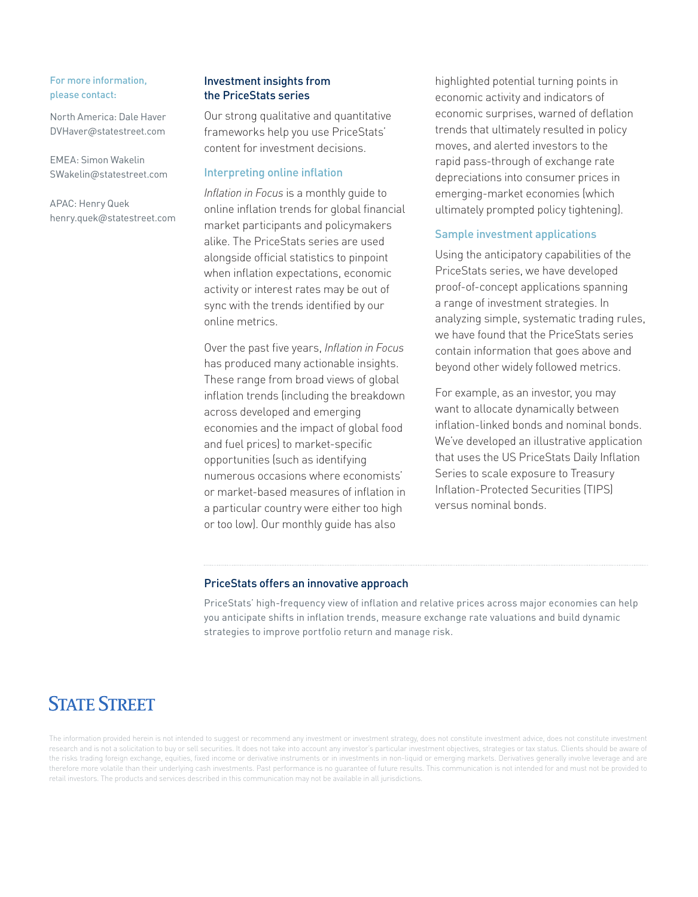For more information, please contact:

North America: Dale Haver
DVHaver@statestreet.com

EMEA: Simon Wakelin
SWakelin@statestreet.com

APAC: Henry Quek
henry.quek@statestreet.com

## Investment insights from the PriceStats series

Our strong qualitative and quantitative frameworks help you use PriceStats' content for investment decisions.

### Interpreting online inflation

*Inflation in Focus* is a monthly guide to online inflation trends for global financial market participants and policymakers alike. The PriceStats series are used alongside official statistics to pinpoint when inflation expectations, economic activity or interest rates may be out of sync with the trends identified by our online metrics.

Over the past five years, *Inflation in Focus* has produced many actionable insights. These range from broad views of global inflation trends (including the breakdown across developed and emerging economies and the impact of global food and fuel prices) to market-specific opportunities (such as identifying numerous occasions where economists' or market-based measures of inflation in a particular country were either too high or too low). Our monthly guide has also highlighted potential turning points in economic activity and indicators of economic surprises, warned of deflation trends that ultimately resulted in policy moves, and alerted investors to the rapid pass-through of exchange rate depreciations into consumer prices in emerging-market economies (which ultimately prompted policy tightening).

### Sample investment applications

Using the anticipatory capabilities of the PriceStats series, we have developed proof-of-concept applications spanning a range of investment strategies. In analyzing simple, systematic trading rules, we have found that the PriceStats series contain information that goes above and beyond other widely followed metrics.

For example, as an investor, you may want to allocate dynamically between inflation-linked bonds and nominal bonds. We've developed an illustrative application that uses the US PriceStats Daily Inflation Series to scale exposure to Treasury Inflation-Protected Securities (TIPS) versus nominal bonds.

## PriceStats offers an innovative approach

PriceStats' high-frequency view of inflation and relative prices across major economies can help you anticipate shifts in inflation trends, measure exchange rate valuations and build dynamic strategies to improve portfolio return and manage risk.

STATE STREET

The information provided herein is not intended to suggest or recommend any investment or investment strategy, does not constitute investment advice, does not constitute investment research and is not a solicitation to buy or sell securities. It does not take into account any investor's particular investment objectives, strategies or tax status. Clients should be aware of the risks trading foreign exchange, equities, fixed income or derivative instruments or in investments in non-liquid or emerging markets. Derivatives generally involve leverage and are therefore more volatile than their underlying cash investments. Past performance is no guarantee of future results. This communication is not intended for and must not be provided to retail investors. The products and services described in this communication may not be available in all jurisdictions.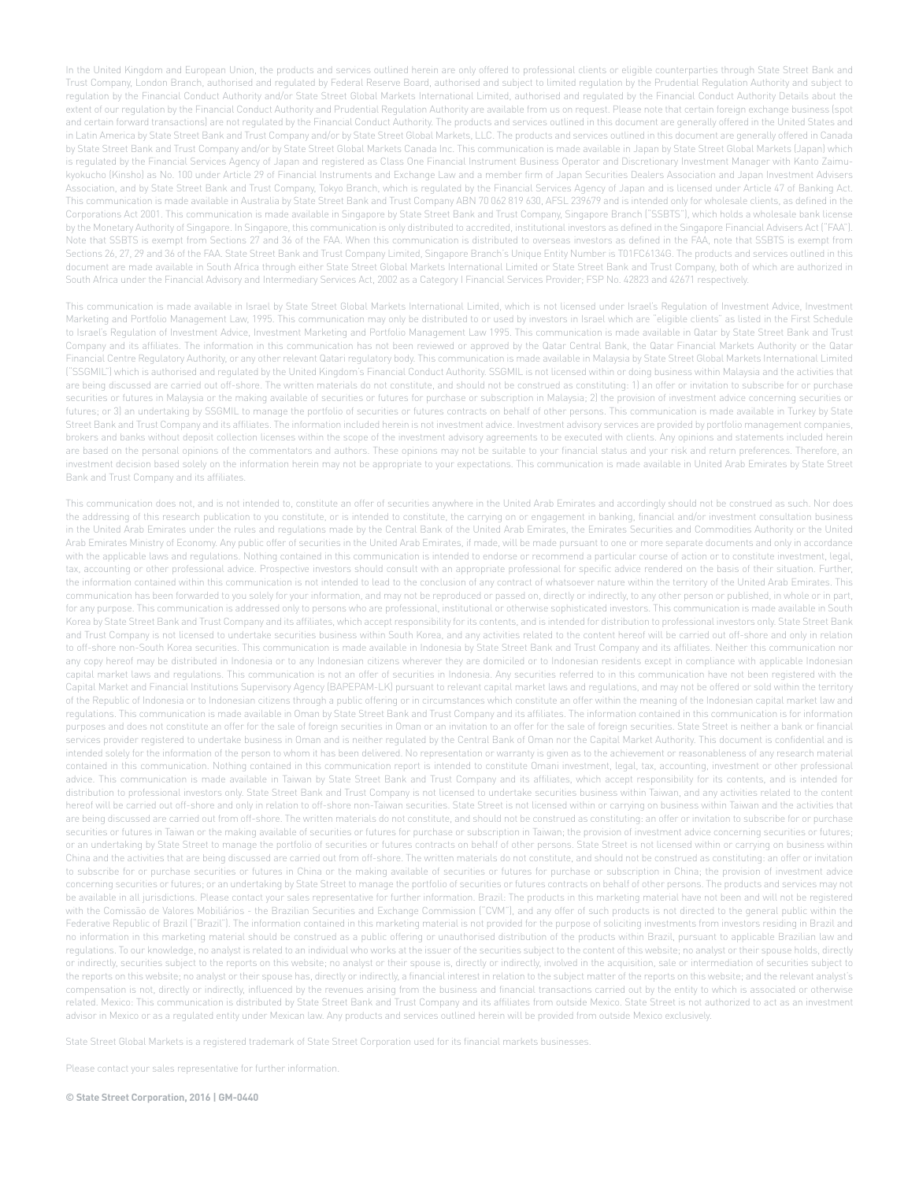In the United Kingdom and European Union, the products and services outlined herein are only offered to professional clients or eligible counterparties through State Street Bank and Trust Company, London Branch, authorised and regulated by Federal Reserve Board, authorised and subject to limited regulation by the Prudential Regulation Authority and subject to regulation by the Financial Conduct Authority and/or State Street Global Markets International Limited, authorised and regulated by the Financial Conduct Authority Details about the extent of our regulation by the Financial Conduct Authority and Prudential Regulation Authority are available from us on request. Please note that certain foreign exchange business (spot and certain forward transactions) are not regulated by the Financial Conduct Authority. The products and services outlined in this document are generally offered in the United States and in Latin America by State Street Bank and Trust Company and/or by State Street Global Markets, LLC. The products and services outlined in this document are generally offered in Canada by State Street Bank and Trust Company and/or by State Street Global Markets Canada Inc. This communication is made available in Japan by State Street Global Markets (Japan) which is regulated by the Financial Services Agency of Japan and registered as Class One Financial Instrument Business Operator and Discretionary Investment Manager with Kanto Zaimu-kyokucho (Kinsho) as No. 100 under Article 29 of Financial Instruments and Exchange Law and a member firm of Japan Securities Dealers Association and Japan Investment Advisers Association, and by State Street Bank and Trust Company, Tokyo Branch, which is regulated by the Financial Services Agency of Japan and is licensed under Article 47 of Banking Act. This communication is made available in Australia by State Street Bank and Trust Company ABN 70 062 819 630, AFSL 239679 and is intended only for wholesale clients, as defined in the Corporations Act 2001. This communication is made available in Singapore by State Street Bank and Trust Company, Singapore Branch ("SSBTS"), which holds a wholesale bank license by the Monetary Authority of Singapore. In Singapore, this communication is only distributed to accredited, institutional investors as defined in the Singapore Financial Advisers Act ("FAA"). Note that SSBTS is exempt from Sections 27 and 36 of the FAA. When this communication is distributed to overseas investors as defined in the FAA, note that SSBTS is exempt from Sections 26, 27, 29 and 36 of the FAA. State Street Bank and Trust Company Limited, Singapore Branch's Unique Entity Number is T01FC6134G. The products and services outlined in this document are made available in South Africa through either State Street Global Markets International Limited or State Street Bank and Trust Company, both of which are authorized in South Africa under the Financial Advisory and Intermediary Services Act, 2002 as a Category I Financial Services Provider; FSP No. 42823 and 42671 respectively.

This communication is made available in Israel by State Street Global Markets International Limited, which is not licensed under Israel's Regulation of Investment Advice, Investment Marketing and Portfolio Management Law, 1995. This communication may only be distributed to or used by investors in Israel which are "eligible clients" as listed in the First Schedule to Israel's Regulation of Investment Advice, Investment Marketing and Portfolio Management Law 1995. This communication is made available in Qatar by State Street Bank and Trust Company and its affiliates. The information in this communication has not been reviewed or approved by the Qatar Central Bank, the Qatar Financial Markets Authority or the Qatar Financial Centre Regulatory Authority, or any other relevant Qatari regulatory body. This communication is made available in Malaysia by State Street Global Markets International Limited ("SSGMIL") which is authorised and regulated by the United Kingdom's Financial Conduct Authority. SSGMIL is not licensed within or doing business within Malaysia and the activities that are being discussed are carried out off-shore. The written materials do not constitute, and should not be construed as constituting: 1) an offer or invitation to subscribe for or purchase securities or futures in Malaysia or the making available of securities or futures for purchase or subscription in Malaysia; 2) the provision of investment advice concerning securities or futures; or 3) an undertaking by SSGMIL to manage the portfolio of securities or futures contracts on behalf of other persons. This communication is made available in Turkey by State Street Bank and Trust Company and its affiliates. The information included herein is not investment advice. Investment advisory services are provided by portfolio management companies, brokers and banks without deposit collection licenses within the scope of the investment advisory agreements to be executed with clients. Any opinions and statements included herein are based on the personal opinions of the commentators and authors. These opinions may not be suitable to your financial status and your risk and return preferences. Therefore, an investment decision based solely on the information herein may not be appropriate to your expectations. This communication is made available in United Arab Emirates by State Street Bank and Trust Company and its affiliates.

This communication does not, and is not intended to, constitute an offer of securities anywhere in the United Arab Emirates and accordingly should not be construed as such. Nor does the addressing of this research publication to you constitute, or is intended to constitute, the carrying on or engagement in banking, financial and/or investment consultation business in the United Arab Emirates under the rules and regulations made by the Central Bank of the United Arab Emirates, the Emirates Securities and Commodities Authority or the United Arab Emirates Ministry of Economy. Any public offer of securities in the United Arab Emirates, if made, will be made pursuant to one or more separate documents and only in accordance with the applicable laws and regulations. Nothing contained in this communication is intended to endorse or recommend a particular course of action or to constitute investment, legal, tax, accounting or other professional advice. Prospective investors should consult with an appropriate professional for specific advice rendered on the basis of their situation. Further, the information contained within this communication is not intended to lead to the conclusion of any contract of whatsoever nature within the territory of the United Arab Emirates. This communication has been forwarded to you solely for your information, and may not be reproduced or passed on, directly or indirectly, to any other person or published, in whole or in part, for any purpose. This communication is addressed only to persons who are professional, institutional or otherwise sophisticated investors. This communication is made available in South Korea by State Street Bank and Trust Company and its affiliates, which accept responsibility for its contents, and is intended for distribution to professional investors only. State Street Bank and Trust Company is not licensed to undertake securities business within South Korea, and any activities related to the content hereof will be carried out off-shore and only in relation to off-shore non-South Korea securities. This communication is made available in Indonesia by State Street Bank and Trust Company and its affiliates. Neither this communication nor any copy hereof may be distributed in Indonesia or to any Indonesian citizens wherever they are domiciled or to Indonesian residents except in compliance with applicable Indonesian capital market laws and regulations. This communication is not an offer of securities in Indonesia. Any securities referred to in this communication have not been registered with the Capital Market and Financial Institutions Supervisory Agency (BAPEPAM-LK) pursuant to relevant capital market laws and regulations, and may not be offered or sold within the territory of the Republic of Indonesia or to Indonesian citizens through a public offering or in circumstances which constitute an offer within the meaning of the Indonesian capital market law and regulations. This communication is made available in Oman by State Street Bank and Trust Company and its affiliates. The information contained in this communication is for information purposes and does not constitute an offer for the sale of foreign securities in Oman or an invitation to an offer for the sale of foreign securities. State Street is neither a bank or financial services provider registered to undertake business in Oman and is neither regulated by the Central Bank of Oman nor the Capital Market Authority. This document is confidential and is intended solely for the information of the person to whom it has been delivered. No representation or warranty is given as to the achievement or reasonableness of any research material contained in this communication. Nothing contained in this communication report is intended to constitute Omani investment, legal, tax, accounting, investment or other professional advice. This communication is made available in Taiwan by State Street Bank and Trust Company and its affiliates, which accept responsibility for its contents, and is intended for distribution to professional investors only. State Street Bank and Trust Company is not licensed to undertake securities business within Taiwan, and any activities related to the content hereof will be carried out off-shore and only in relation to off-shore non-Taiwan securities. State Street is not licensed within or carrying on business within Taiwan and the activities that are being discussed are carried out from off-shore. The written materials do not constitute, and should not be construed as constituting: an offer or invitation to subscribe for or purchase securities or futures in Taiwan or the making available of securities or futures for purchase or subscription in Taiwan; the provision of investment advice concerning securities or futures; or an undertaking by State Street to manage the portfolio of securities or futures contracts on behalf of other persons. State Street is not licensed within or carrying on business within China and the activities that are being discussed are carried out from off-shore. The written materials do not constitute, and should not be construed as constituting: an offer or invitation to subscribe for or purchase securities or futures in China or the making available of securities or futures for purchase or subscription in China; the provision of investment advice concerning securities or futures; or an undertaking by State Street to manage the portfolio of securities or futures contracts on behalf of other persons. The products and services may not be available in all jurisdictions. Please contact your sales representative for further information. Brazil: The products in this marketing material have not been and will not be registered with the Comissão de Valores Mobiliários - the Brazilian Securities and Exchange Commission ("CVM"), and any offer of such products is not directed to the general public within the Federative Republic of Brazil ("Brazil"). The information contained in this marketing material is not provided for the purpose of soliciting investments from investors residing in Brazil and no information in this marketing material should be construed as a public offering or unauthorised distribution of the products within Brazil, pursuant to applicable Brazilian law and regulations. To our knowledge, no analyst is related to an individual who works at the issuer of the securities subject to the content of this website; no analyst or their spouse holds, directly or indirectly, securities subject to the reports on this website; no analyst or their spouse is, directly or indirectly, involved in the acquisition, sale or intermediation of securities subject to the reports on this website; no analyst or their spouse has, directly or indirectly, a financial interest in relation to the subject matter of the reports on this website; and the relevant analyst's compensation is not, directly or indirectly, influenced by the revenues arising from the business and financial transactions carried out by the entity to which is associated or otherwise related. Mexico: This communication is distributed by State Street Bank and Trust Company and its affiliates from outside Mexico. State Street is not authorized to act as an investment advisor in Mexico or as a regulated entity under Mexican law. Any products and services outlined herein will be provided from outside Mexico exclusively.

State Street Global Markets is a registered trademark of State Street Corporation used for its financial markets businesses.

Please contact your sales representative for further information.

**© State Street Corporation, 2016 | GM-0440**